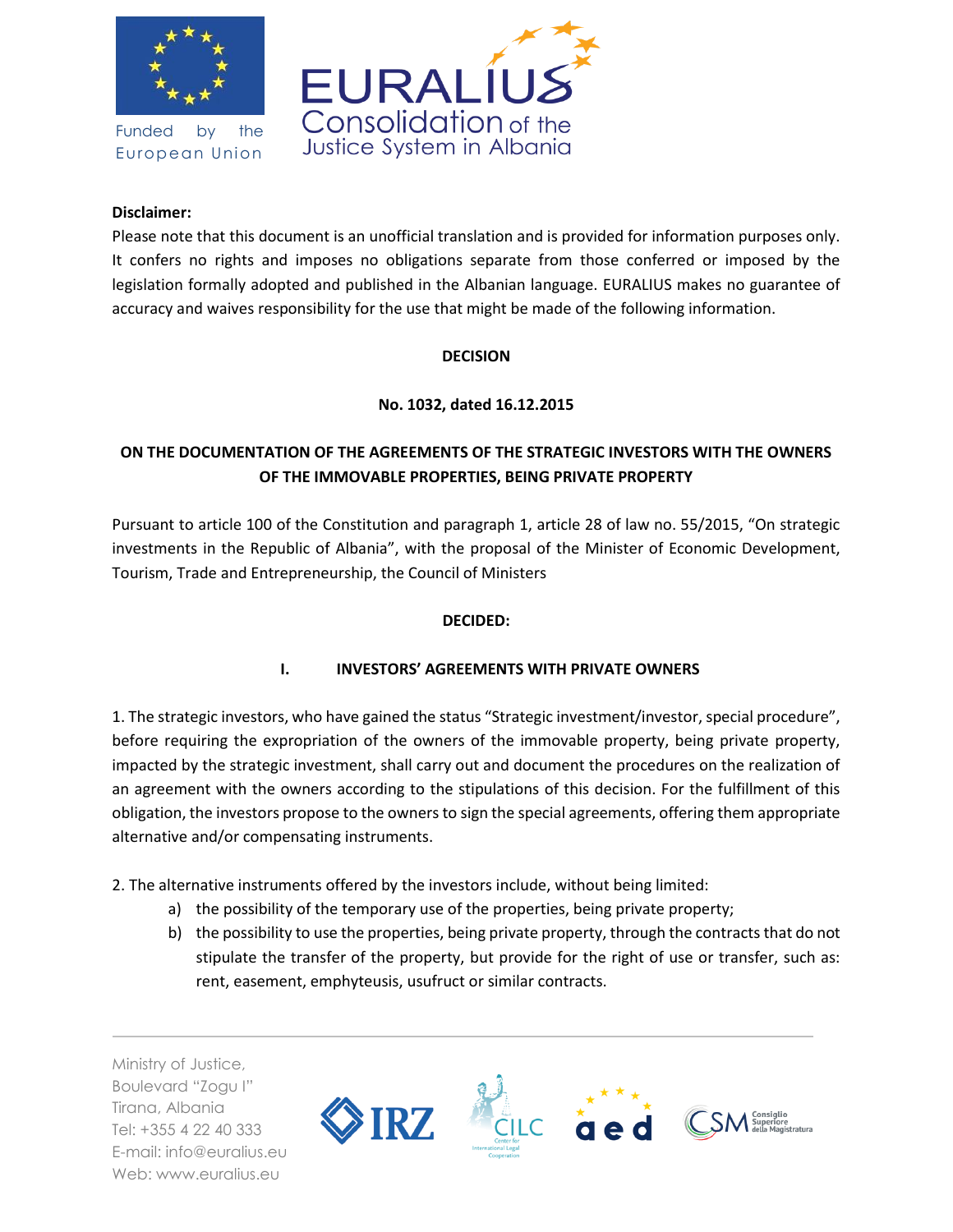**Disclaimer:**

Please note that this document is an unofficial translation and is provided for information purposes only. It confers no rights and imposes no obligations separate from those conferred or imposed by the legislation formally adopted and published in the Albanian language. EURALIUS makes no guarantee of accuracy and waives responsibility for the use that might be made of the following information.

**DECISION**

**No. 1032, dated 16.12.2015**

**ON THE DOCUMENTATION OF THE AGREEMENTS OF THE STRATEGIC INVESTORS WITH THE OWNERS OF THE IMMOVABLE PROPERTIES, BEING PRIVATE PROPERTY**

Pursuant to article 100 of the Constitution and paragraph 1, article 28 of law no. 55/2015, "On strategic investments in the Republic of Albania", with the proposal of the Minister of Economic Development, Tourism, Trade and Entrepreneurship, the Council of Ministers

**DECIDED:**

## I. INVESTORS' AGREEMENTS WITH PRIVATE OWNERS

1. The strategic investors, who have gained the status "Strategic investment/investor, special procedure", before requiring the expropriation of the owners of the immovable property, being private property, impacted by the strategic investment, shall carry out and document the procedures on the realization of an agreement with the owners according to the stipulations of this decision. For the fulfillment of this obligation, the investors propose to the owners to sign the special agreements, offering them appropriate alternative and/or compensating instruments.

2. The alternative instruments offered by the investors include, without being limited:

   a) the possibility of the temporary use of the properties, being private property;

   b) the possibility to use the properties, being private property, through the contracts that do not stipulate the transfer of the property, but provide for the right of use or transfer, such as: rent, easement, emphyteusis, usufruct or similar contracts.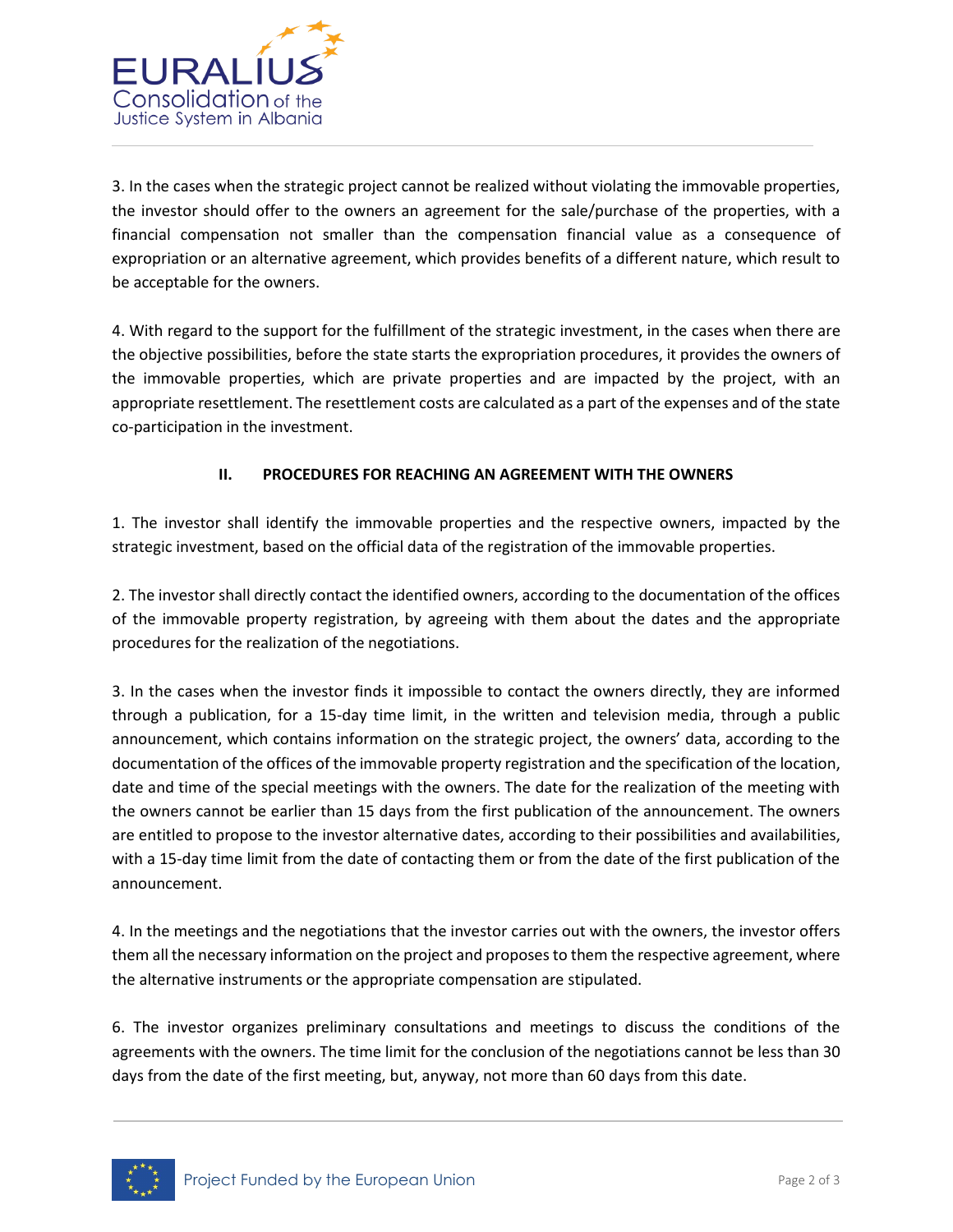3. In the cases when the strategic project cannot be realized without violating the immovable properties, the investor should offer to the owners an agreement for the sale/purchase of the properties, with a financial compensation not smaller than the compensation financial value as a consequence of expropriation or an alternative agreement, which provides benefits of a different nature, which result to be acceptable for the owners.

4. With regard to the support for the fulfillment of the strategic investment, in the cases when there are the objective possibilities, before the state starts the expropriation procedures, it provides the owners of the immovable properties, which are private properties and are impacted by the project, with an appropriate resettlement. The resettlement costs are calculated as a part of the expenses and of the state co-participation in the investment.

## II. PROCEDURES FOR REACHING AN AGREEMENT WITH THE OWNERS

1. The investor shall identify the immovable properties and the respective owners, impacted by the strategic investment, based on the official data of the registration of the immovable properties.

2. The investor shall directly contact the identified owners, according to the documentation of the offices of the immovable property registration, by agreeing with them about the dates and the appropriate procedures for the realization of the negotiations.

3. In the cases when the investor finds it impossible to contact the owners directly, they are informed through a publication, for a 15-day time limit, in the written and television media, through a public announcement, which contains information on the strategic project, the owners' data, according to the documentation of the offices of the immovable property registration and the specification of the location, date and time of the special meetings with the owners. The date for the realization of the meeting with the owners cannot be earlier than 15 days from the first publication of the announcement. The owners are entitled to propose to the investor alternative dates, according to their possibilities and availabilities, with a 15-day time limit from the date of contacting them or from the date of the first publication of the announcement.

4. In the meetings and the negotiations that the investor carries out with the owners, the investor offers them all the necessary information on the project and proposes to them the respective agreement, where the alternative instruments or the appropriate compensation are stipulated.

6. The investor organizes preliminary consultations and meetings to discuss the conditions of the agreements with the owners. The time limit for the conclusion of the negotiations cannot be less than 30 days from the date of the first meeting, but, anyway, not more than 60 days from this date.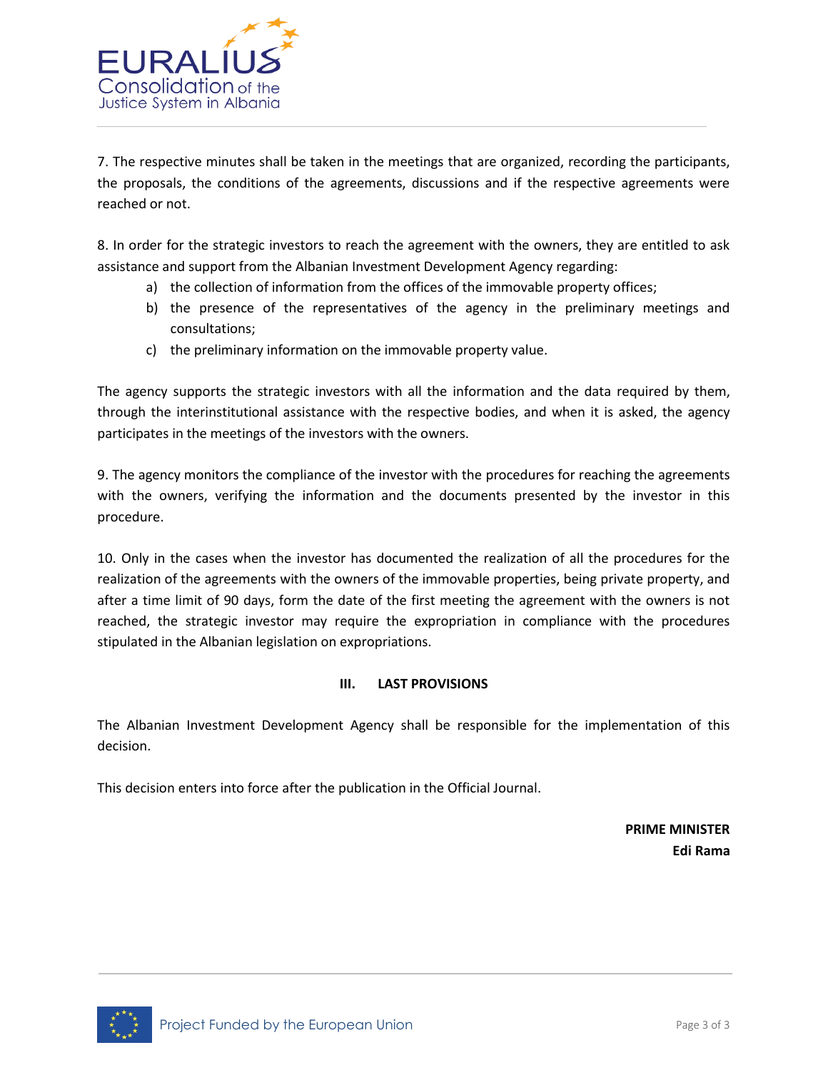7. The respective minutes shall be taken in the meetings that are organized, recording the participants, the proposals, the conditions of the agreements, discussions and if the respective agreements were reached or not.

8. In order for the strategic investors to reach the agreement with the owners, they are entitled to ask assistance and support from the Albanian Investment Development Agency regarding:

a) the collection of information from the offices of the immovable property offices;
b) the presence of the representatives of the agency in the preliminary meetings and consultations;
c) the preliminary information on the immovable property value.

The agency supports the strategic investors with all the information and the data required by them, through the interinstitutional assistance with the respective bodies, and when it is asked, the agency participates in the meetings of the investors with the owners.

9. The agency monitors the compliance of the investor with the procedures for reaching the agreements with the owners, verifying the information and the documents presented by the investor in this procedure.

10. Only in the cases when the investor has documented the realization of all the procedures for the realization of the agreements with the owners of the immovable properties, being private property, and after a time limit of 90 days, form the date of the first meeting the agreement with the owners is not reached, the strategic investor may require the expropriation in compliance with the procedures stipulated in the Albanian legislation on expropriations.

## III. LAST PROVISIONS

The Albanian Investment Development Agency shall be responsible for the implementation of this decision.

This decision enters into force after the publication in the Official Journal.

**PRIME MINISTER**
**Edi Rama**